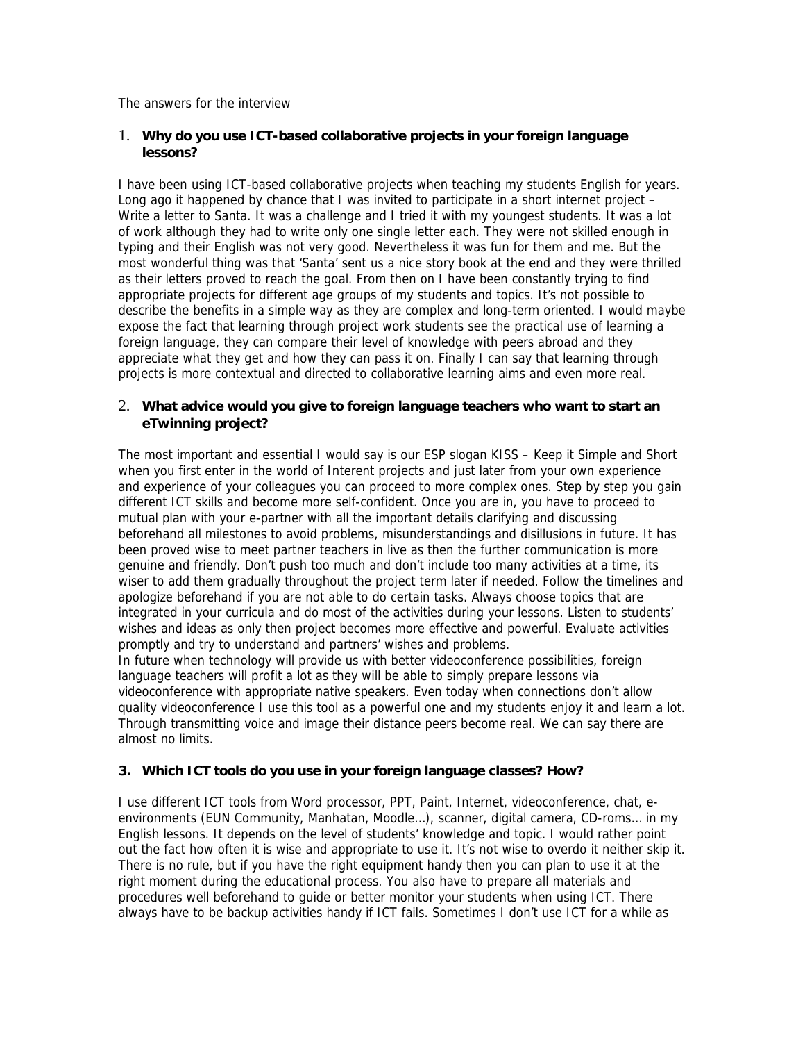The answers for the interview

1. **Why do you use ICT-based collaborative projects in your foreign language lessons?**

I have been using ICT-based collaborative projects when teaching my students English for years. Long ago it happened by chance that I was invited to participate in a short internet project – Write a letter to Santa. It was a challenge and I tried it with my youngest students. It was a lot of work although they had to write only one single letter each. They were not skilled enough in typing and their English was not very good. Nevertheless it was fun for them and me. But the most wonderful thing was that 'Santa' sent us a nice story book at the end and they were thrilled as their letters proved to reach the goal. From then on I have been constantly trying to find appropriate projects for different age groups of my students and topics. It's not possible to describe the benefits in a simple way as they are complex and long-term oriented. I would maybe expose the fact that learning through project work students see the practical use of learning a foreign language, they can compare their level of knowledge with peers abroad and they appreciate what they get and how they can pass it on. Finally I can say that learning through projects is more contextual and directed to collaborative learning aims and even more real.

2. **What advice would you give to foreign language teachers who want to start an eTwinning project?**

The most important and essential I would say is our ESP slogan KISS – Keep it Simple and Short when you first enter in the world of Interent projects and just later from your own experience and experience of your colleagues you can proceed to more complex ones. Step by step you gain different ICT skills and become more self-confident. Once you are in, you have to proceed to mutual plan with your e-partner with all the important details clarifying and discussing beforehand all milestones to avoid problems, misunderstandings and disillusions in future. It has been proved wise to meet partner teachers in live as then the further communication is more genuine and friendly. Don't push too much and don't include too many activities at a time, its wiser to add them gradually throughout the project term later if needed. Follow the timelines and apologize beforehand if you are not able to do certain tasks. Always choose topics that are integrated in your curricula and do most of the activities during your lessons. Listen to students' wishes and ideas as only then project becomes more effective and powerful. Evaluate activities promptly and try to understand and partners' wishes and problems.
In future when technology will provide us with better videoconference possibilities, foreign language teachers will profit a lot as they will be able to simply prepare lessons via videoconference with appropriate native speakers. Even today when connections don't allow quality videoconference I use this tool as a powerful one and my students enjoy it and learn a lot. Through transmitting voice and image their distance peers become real. We can say there are almost no limits.

3. **Which ICT tools do you use in your foreign language classes? How?**

I use different ICT tools from Word processor, PPT, Paint, Internet, videoconference, chat, e-environments (EUN Community, Manhatan, Moodle…), scanner, digital camera, CD-roms… in my English lessons. It depends on the level of students' knowledge and topic. I would rather point out the fact how often it is wise and appropriate to use it. It's not wise to overdo it neither skip it. There is no rule, but if you have the right equipment handy then you can plan to use it at the right moment during the educational process. You also have to prepare all materials and procedures well beforehand to guide or better monitor your students when using ICT. There always have to be backup activities handy if ICT fails. Sometimes I don't use ICT for a while as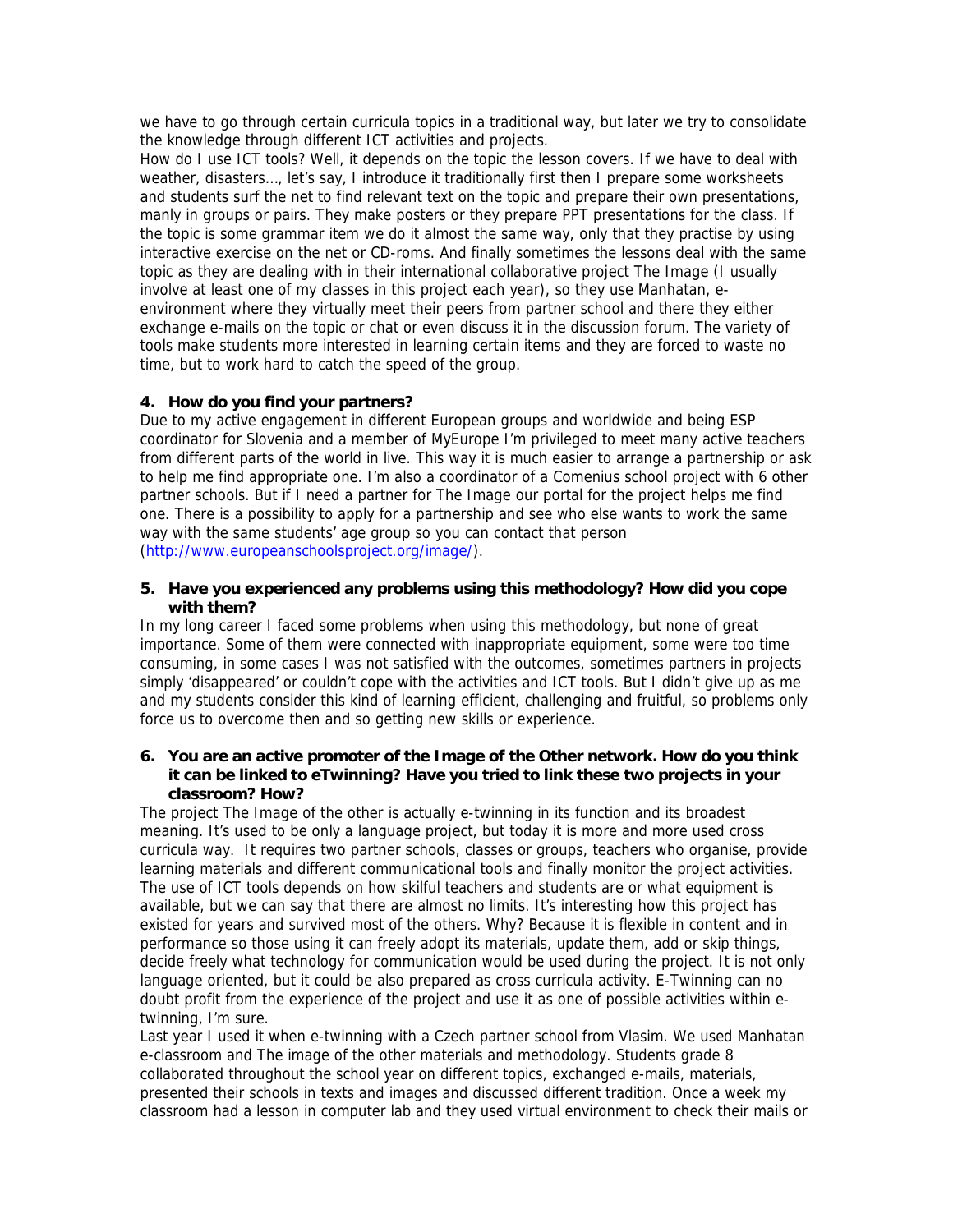we have to go through certain curricula topics in a traditional way, but later we try to consolidate the knowledge through different ICT activities and projects.

How do I use ICT tools? Well, it depends on the topic the lesson covers. If we have to deal with weather, disasters…, let's say, I introduce it traditionally first then I prepare some worksheets and students surf the net to find relevant text on the topic and prepare their own presentations, manly in groups or pairs. They make posters or they prepare PPT presentations for the class. If the topic is some grammar item we do it almost the same way, only that they practise by using interactive exercise on the net or CD-roms. And finally sometimes the lessons deal with the same topic as they are dealing with in their international collaborative project The Image (I usually involve at least one of my classes in this project each year), so they use Manhatan, e-environment where they virtually meet their peers from partner school and there they either exchange e-mails on the topic or chat or even discuss it in the discussion forum. The variety of tools make students more interested in learning certain items and they are forced to waste no time, but to work hard to catch the speed of the group.

**4. How do you find your partners?**

Due to my active engagement in different European groups and worldwide and being ESP coordinator for Slovenia and a member of MyEurope I'm privileged to meet many active teachers from different parts of the world in live. This way it is much easier to arrange a partnership or ask to help me find appropriate one. I'm also a coordinator of a Comenius school project with 6 other partner schools. But if I need a partner for The Image our portal for the project helps me find one. There is a possibility to apply for a partnership and see who else wants to work the same way with the same students' age group so you can contact that person (http://www.europeanschoolsproject.org/image/).

**5. Have you experienced any problems using this methodology? How did you cope with them?**

In my long career I faced some problems when using this methodology, but none of great importance. Some of them were connected with inappropriate equipment, some were too time consuming, in some cases I was not satisfied with the outcomes, sometimes partners in projects simply 'disappeared' or couldn't cope with the activities and ICT tools. But I didn't give up as me and my students consider this kind of learning efficient, challenging and fruitful, so problems only force us to overcome then and so getting new skills or experience.

**6. You are an active promoter of the Image of the Other network. How do you think it can be linked to eTwinning? Have you tried to link these two projects in your classroom? How?**

The project The Image of the other is actually e-twinning in its function and its broadest meaning. It's used to be only a language project, but today it is more and more used cross curricula way. It requires two partner schools, classes or groups, teachers who organise, provide learning materials and different communicational tools and finally monitor the project activities. The use of ICT tools depends on how skilful teachers and students are or what equipment is available, but we can say that there are almost no limits. It's interesting how this project has existed for years and survived most of the others. Why? Because it is flexible in content and in performance so those using it can freely adopt its materials, update them, add or skip things, decide freely what technology for communication would be used during the project. It is not only language oriented, but it could be also prepared as cross curricula activity. E-Twinning can no doubt profit from the experience of the project and use it as one of possible activities within e-twinning, I'm sure.

Last year I used it when e-twinning with a Czech partner school from Vlasim. We used Manhatan e-classroom and The image of the other materials and methodology. Students grade 8 collaborated throughout the school year on different topics, exchanged e-mails, materials, presented their schools in texts and images and discussed different tradition. Once a week my classroom had a lesson in computer lab and they used virtual environment to check their mails or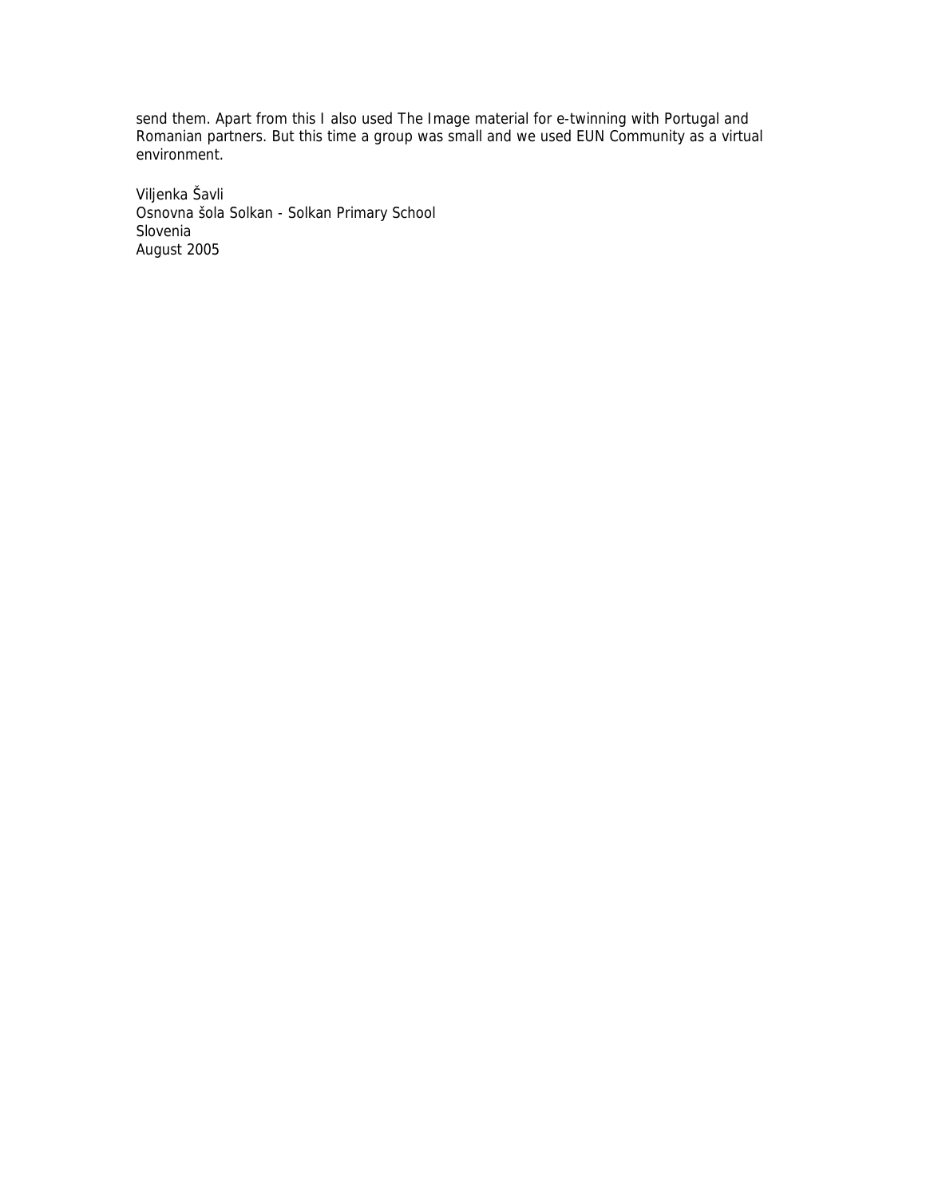send them. Apart from this I also used The Image material for e-twinning with Portugal and Romanian partners. But this time a group was small and we used EUN Community as a virtual environment.

Viljenka Šavli  
Osnovna šola Solkan - Solkan Primary School  
Slovenia  
August 2005